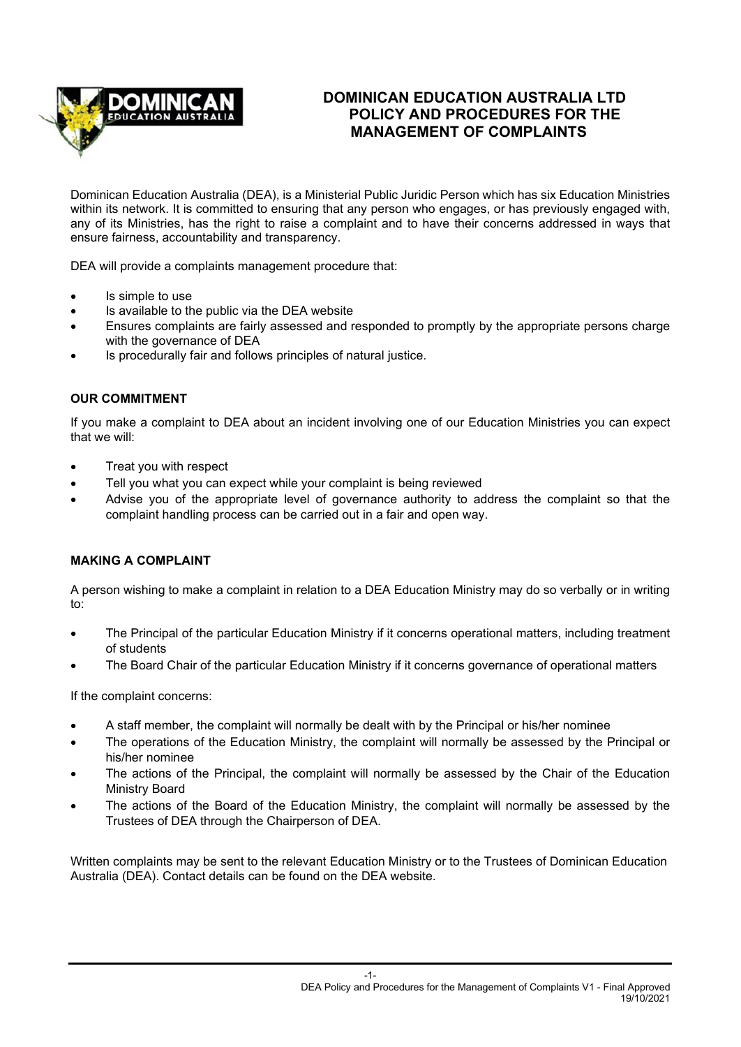# DOMINICAN EDUCATION AUSTRALIA LTD POLICY AND PROCEDURES FOR THE MANAGEMENT OF COMPLAINTS

Dominican Education Australia (DEA), is a Ministerial Public Juridic Person which has six Education Ministries within its network. It is committed to ensuring that any person who engages, or has previously engaged with, any of its Ministries, has the right to raise a complaint and to have their concerns addressed in ways that ensure fairness, accountability and transparency.

DEA will provide a complaints management procedure that:

- Is simple to use
- Is available to the public via the DEA website
- Ensures complaints are fairly assessed and responded to promptly by the appropriate persons charge with the governance of DEA
- Is procedurally fair and follows principles of natural justice.

## OUR COMMITMENT

If you make a complaint to DEA about an incident involving one of our Education Ministries you can expect that we will:

- Treat you with respect
- Tell you what you can expect while your complaint is being reviewed
- Advise you of the appropriate level of governance authority to address the complaint so that the complaint handling process can be carried out in a fair and open way.

## MAKING A COMPLAINT

A person wishing to make a complaint in relation to a DEA Education Ministry may do so verbally or in writing to:

- The Principal of the particular Education Ministry if it concerns operational matters, including treatment of students
- The Board Chair of the particular Education Ministry if it concerns governance of operational matters

If the complaint concerns:

- A staff member, the complaint will normally be dealt with by the Principal or his/her nominee
- The operations of the Education Ministry, the complaint will normally be assessed by the Principal or his/her nominee
- The actions of the Principal, the complaint will normally be assessed by the Chair of the Education Ministry Board
- The actions of the Board of the Education Ministry, the complaint will normally be assessed by the Trustees of DEA through the Chairperson of DEA.

Written complaints may be sent to the relevant Education Ministry or to the Trustees of Dominican Education Australia (DEA). Contact details can be found on the DEA website.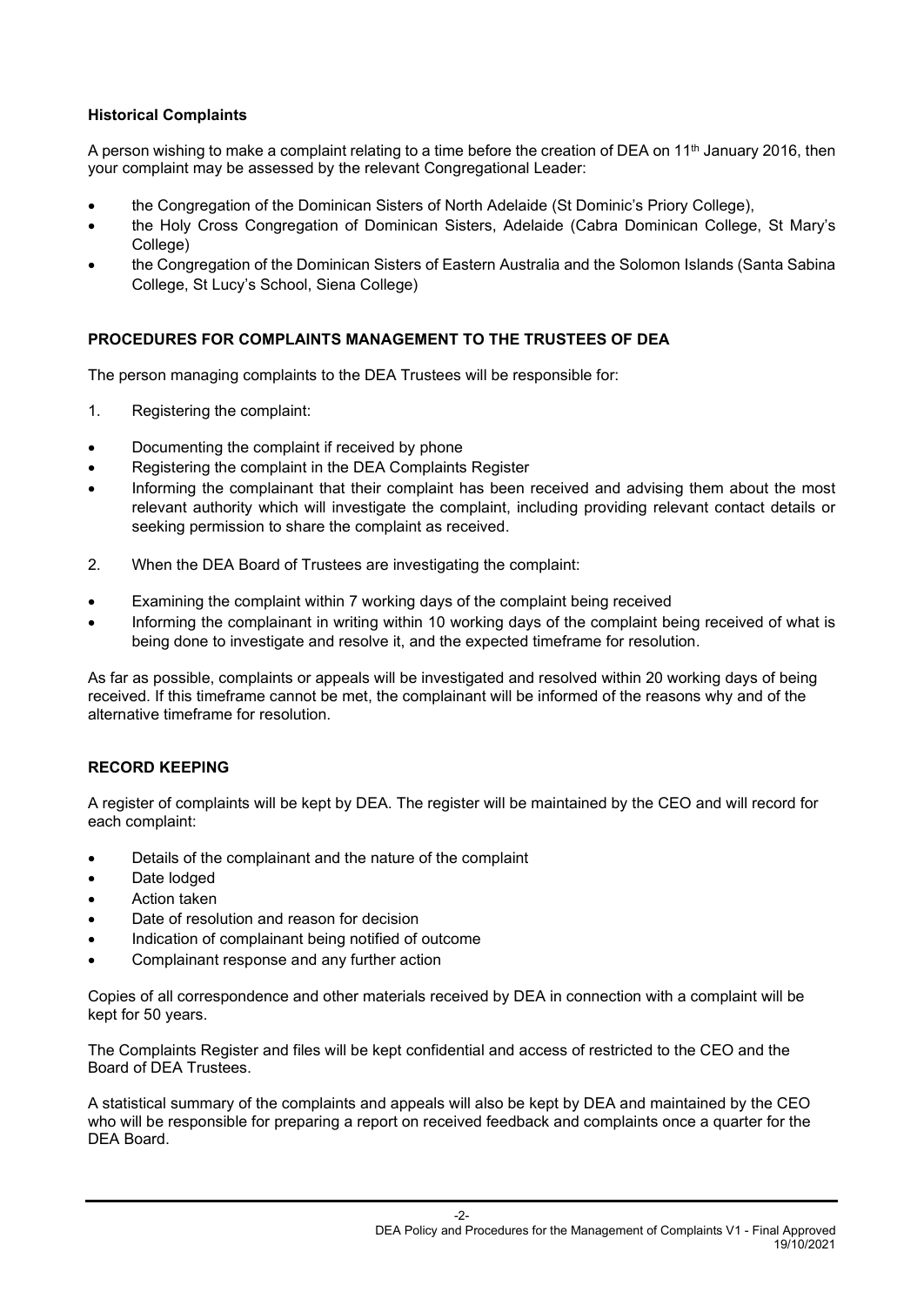**Historical Complaints**

A person wishing to make a complaint relating to a time before the creation of DEA on 11th January 2016, then your complaint may be assessed by the relevant Congregational Leader:

- the Congregation of the Dominican Sisters of North Adelaide (St Dominic's Priory College),
- the Holy Cross Congregation of Dominican Sisters, Adelaide (Cabra Dominican College, St Mary's College)
- the Congregation of the Dominican Sisters of Eastern Australia and the Solomon Islands (Santa Sabina College, St Lucy's School, Siena College)

## PROCEDURES FOR COMPLAINTS MANAGEMENT TO THE TRUSTEES OF DEA

The person managing complaints to the DEA Trustees will be responsible for:

1. Registering the complaint:

- Documenting the complaint if received by phone
- Registering the complaint in the DEA Complaints Register
- Informing the complainant that their complaint has been received and advising them about the most relevant authority which will investigate the complaint, including providing relevant contact details or seeking permission to share the complaint as received.

2. When the DEA Board of Trustees are investigating the complaint:

- Examining the complaint within 7 working days of the complaint being received
- Informing the complainant in writing within 10 working days of the complaint being received of what is being done to investigate and resolve it, and the expected timeframe for resolution.

As far as possible, complaints or appeals will be investigated and resolved within 20 working days of being received. If this timeframe cannot be met, the complainant will be informed of the reasons why and of the alternative timeframe for resolution.

## RECORD KEEPING

A register of complaints will be kept by DEA. The register will be maintained by the CEO and will record for each complaint:

- Details of the complainant and the nature of the complaint
- Date lodged
- Action taken
- Date of resolution and reason for decision
- Indication of complainant being notified of outcome
- Complainant response and any further action

Copies of all correspondence and other materials received by DEA in connection with a complaint will be kept for 50 years.

The Complaints Register and files will be kept confidential and access of restricted to the CEO and the Board of DEA Trustees.

A statistical summary of the complaints and appeals will also be kept by DEA and maintained by the CEO who will be responsible for preparing a report on received feedback and complaints once a quarter for the DEA Board.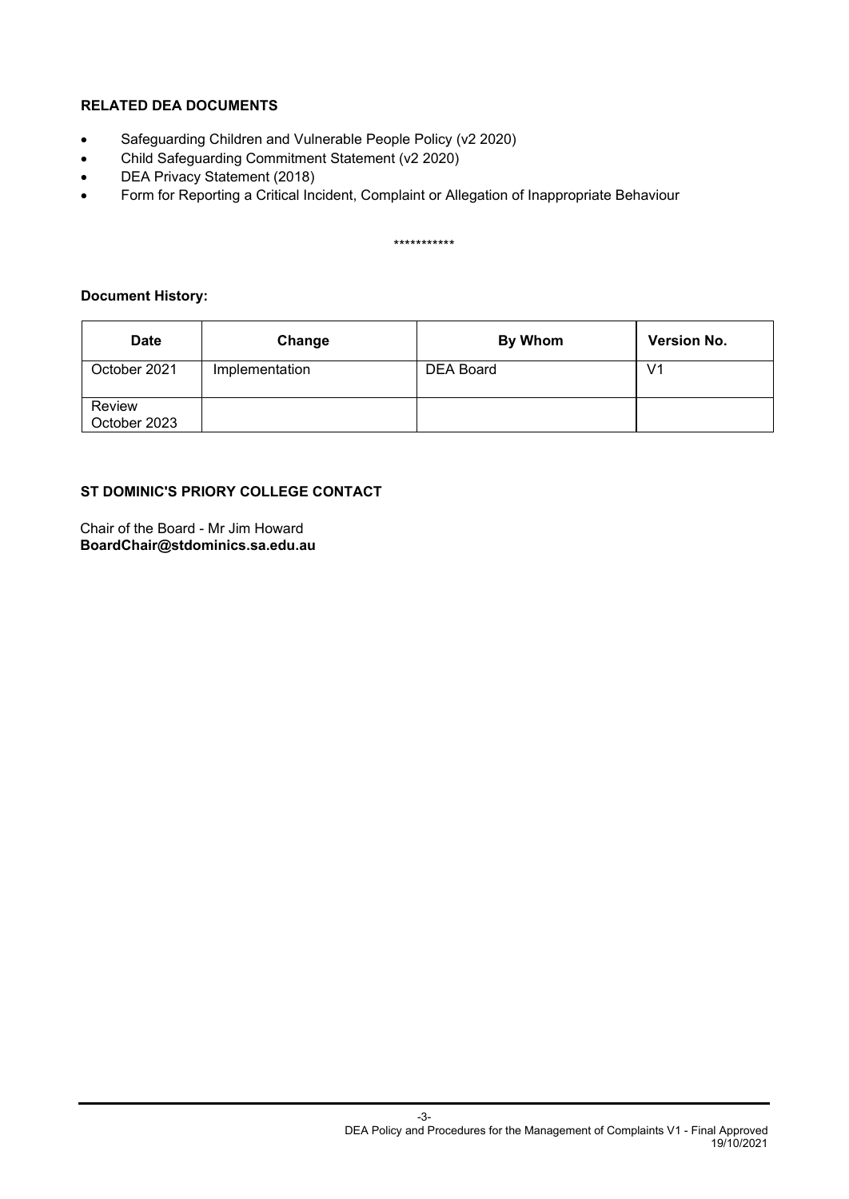**RELATED DEA DOCUMENTS**

- Safeguarding Children and Vulnerable People Policy (v2 2020)
- Child Safeguarding Commitment Statement (v2 2020)
- DEA Privacy Statement (2018)
- Form for Reporting a Critical Incident, Complaint or Allegation of Inappropriate Behaviour

***********

**Document History:**

| Date | Change | By Whom | Version No. |
|---|---|---|---|
| October 2021 | Implementation | DEA Board | V1 |
| Review October 2023 | | | |

**ST DOMINIC'S PRIORY COLLEGE CONTACT**

Chair of the Board - Mr Jim Howard
**BoardChair@stdominics.sa.edu.au**